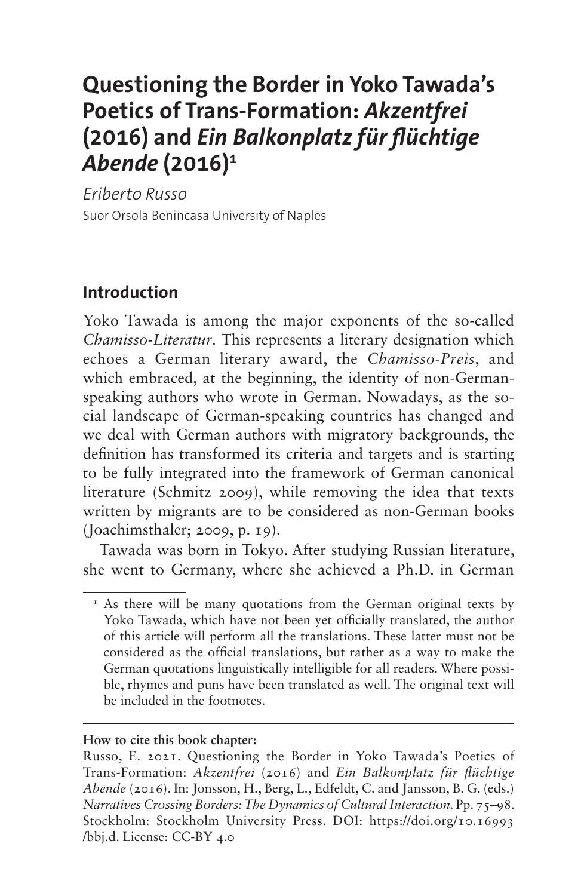# Questioning the Border in Yoko Tawada's Poetics of Trans-Formation: *Akzentfrei* (2016) and *Ein Balkonplatz für flüchtige Abende* (2016)[1]

*Eriberto Russo*

Suor Orsola Benincasa University of Naples

## Introduction

Yoko Tawada is among the major exponents of the so-called *Chamisso-Literatur*. This represents a literary designation which echoes a German literary award, the *Chamisso-Preis*, and which embraced, at the beginning, the identity of non-German-speaking authors who wrote in German. Nowadays, as the social landscape of German-speaking countries has changed and we deal with German authors with migratory backgrounds, the definition has transformed its criteria and targets and is starting to be fully integrated into the framework of German canonical literature (Schmitz 2009), while removing the idea that texts written by migrants are to be considered as non-German books (Joachimsthaler; 2009, p. 19).

Tawada was born in Tokyo. After studying Russian literature, she went to Germany, where she achieved a Ph.D. in German

[1] As there will be many quotations from the German original texts by Yoko Tawada, which have not been yet officially translated, the author of this article will perform all the translations. These latter must not be considered as the official translations, but rather as a way to make the German quotations linguistically intelligible for all readers. Where possible, rhymes and puns have been translated as well. The original text will be included in the footnotes.

**How to cite this book chapter:**

Russo, E. 2021. Questioning the Border in Yoko Tawada's Poetics of Trans-Formation: *Akzentfrei* (2016) and *Ein Balkonplatz für flüchtige Abende* (2016). In: Jonsson, H., Berg, L., Edfeldt, C. and Jansson, B. G. (eds.) *Narratives Crossing Borders: The Dynamics of Cultural Interaction.* Pp. 75–98. Stockholm: Stockholm University Press. DOI: https://doi.org/10.16993/bbj.d. License: CC-BY 4.0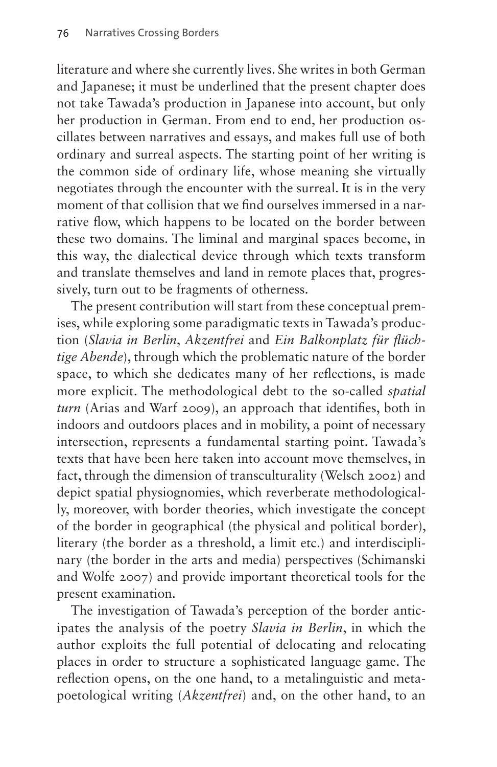literature and where she currently lives. She writes in both German and Japanese; it must be underlined that the present chapter does not take Tawada's production in Japanese into account, but only her production in German. From end to end, her production oscillates between narratives and essays, and makes full use of both ordinary and surreal aspects. The starting point of her writing is the common side of ordinary life, whose meaning she virtually negotiates through the encounter with the surreal. It is in the very moment of that collision that we find ourselves immersed in a narrative flow, which happens to be located on the border between these two domains. The liminal and marginal spaces become, in this way, the dialectical device through which texts transform and translate themselves and land in remote places that, progressively, turn out to be fragments of otherness.

The present contribution will start from these conceptual premises, while exploring some paradigmatic texts in Tawada's production (*Slavia in Berlin*, *Akzentfrei* and *Ein Balkonplatz für flüchtige Abende*), through which the problematic nature of the border space, to which she dedicates many of her reflections, is made more explicit. The methodological debt to the so-called *spatial turn* (Arias and Warf 2009), an approach that identifies, both in indoors and outdoors places and in mobility, a point of necessary intersection, represents a fundamental starting point. Tawada's texts that have been here taken into account move themselves, in fact, through the dimension of transculturality (Welsch 2002) and depict spatial physiognomies, which reverberate methodologically, moreover, with border theories, which investigate the concept of the border in geographical (the physical and political border), literary (the border as a threshold, a limit etc.) and interdisciplinary (the border in the arts and media) perspectives (Schimanski and Wolfe 2007) and provide important theoretical tools for the present examination.

The investigation of Tawada's perception of the border anticipates the analysis of the poetry *Slavia in Berlin*, in which the author exploits the full potential of delocating and relocating places in order to structure a sophisticated language game. The reflection opens, on the one hand, to a metalinguistic and metapoetological writing (*Akzentfrei*) and, on the other hand, to an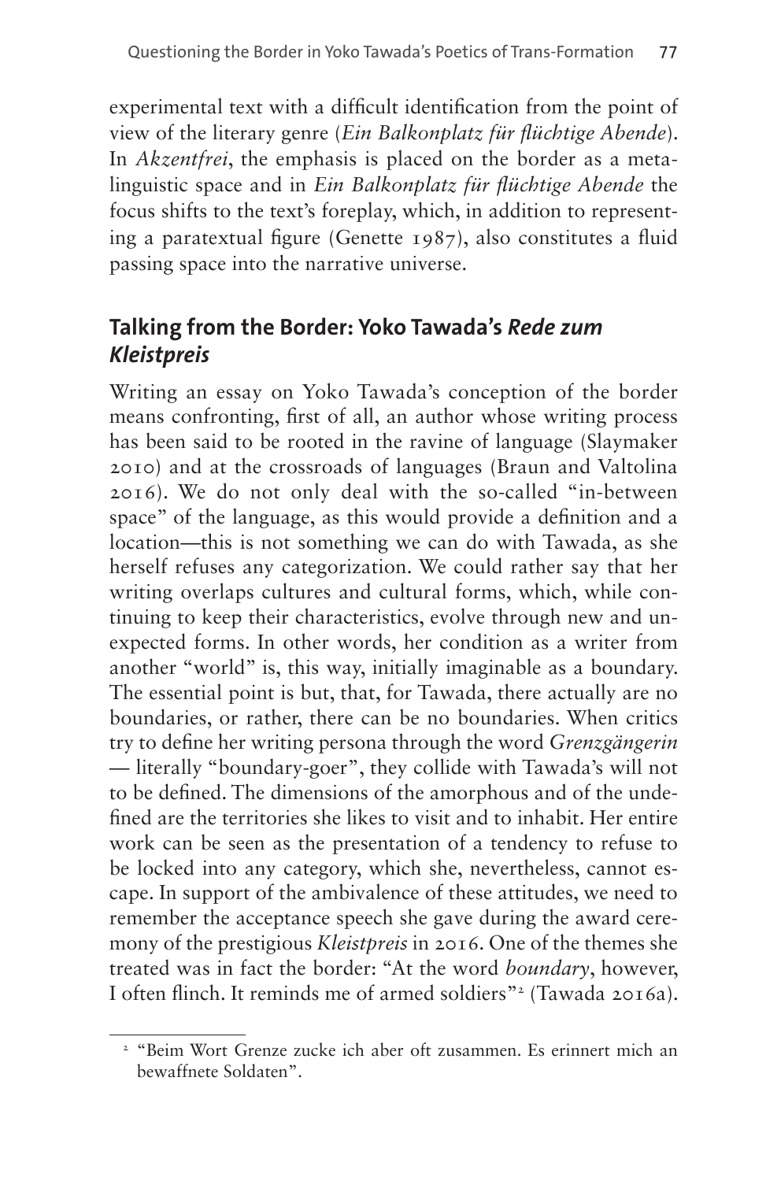experimental text with a difficult identification from the point of view of the literary genre (*Ein Balkonplatz für flüchtige Abende*). In *Akzentfrei*, the emphasis is placed on the border as a metalinguistic space and in *Ein Balkonplatz für flüchtige Abende* the focus shifts to the text's foreplay, which, in addition to representing a paratextual figure (Genette 1987), also constitutes a fluid passing space into the narrative universe.

## Talking from the Border: Yoko Tawada's *Rede zum Kleistpreis*

Writing an essay on Yoko Tawada's conception of the border means confronting, first of all, an author whose writing process has been said to be rooted in the ravine of language (Slaymaker 2010) and at the crossroads of languages (Braun and Valtolina 2016). We do not only deal with the so-called "in-between space" of the language, as this would provide a definition and a location—this is not something we can do with Tawada, as she herself refuses any categorization. We could rather say that her writing overlaps cultures and cultural forms, which, while continuing to keep their characteristics, evolve through new and unexpected forms. In other words, her condition as a writer from another "world" is, this way, initially imaginable as a boundary. The essential point is but, that, for Tawada, there actually are no boundaries, or rather, there can be no boundaries. When critics try to define her writing persona through the word *Grenzgängerin* — literally "boundary-goer", they collide with Tawada's will not to be defined. The dimensions of the amorphous and of the undefined are the territories she likes to visit and to inhabit. Her entire work can be seen as the presentation of a tendency to refuse to be locked into any category, which she, nevertheless, cannot escape. In support of the ambivalence of these attitudes, we need to remember the acceptance speech she gave during the award ceremony of the prestigious *Kleistpreis* in 2016. One of the themes she treated was in fact the border: "At the word *boundary*, however, I often flinch. It reminds me of armed soldiers"[2] (Tawada 2016a).

[2] "Beim Wort Grenze zucke ich aber oft zusammen. Es erinnert mich an bewaffnete Soldaten".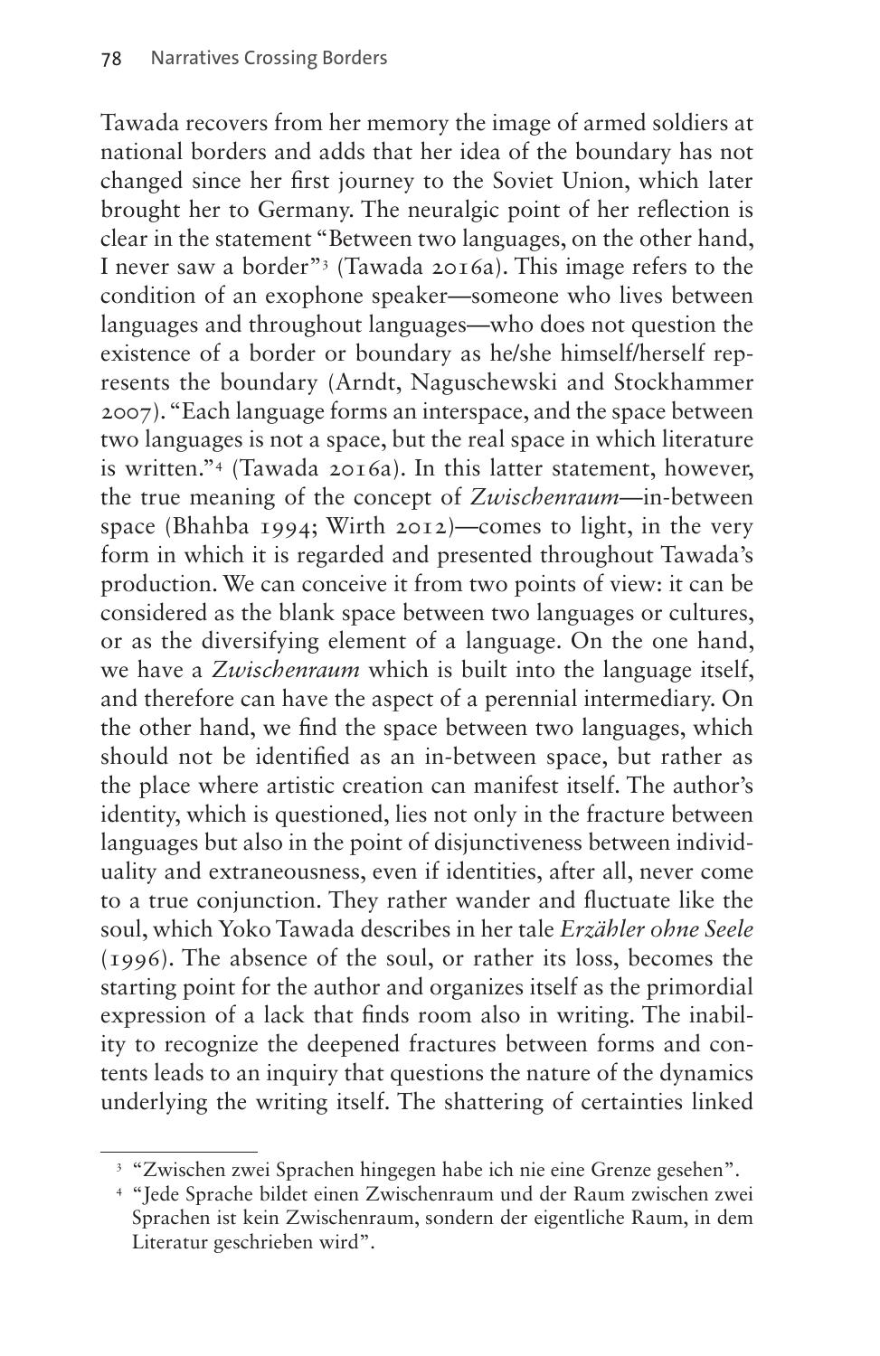Tawada recovers from her memory the image of armed soldiers at national borders and adds that her idea of the boundary has not changed since her first journey to the Soviet Union, which later brought her to Germany. The neuralgic point of her reflection is clear in the statement "Between two languages, on the other hand, I never saw a border"[3] (Tawada 2016a). This image refers to the condition of an exophone speaker—someone who lives between languages and throughout languages—who does not question the existence of a border or boundary as he/she himself/herself represents the boundary (Arndt, Naguschewski and Stockhammer 2007). "Each language forms an interspace, and the space between two languages is not a space, but the real space in which literature is written."[4] (Tawada 2016a). In this latter statement, however, the true meaning of the concept of *Zwischenraum*—in-between space (Bhahba 1994; Wirth 2012)—comes to light, in the very form in which it is regarded and presented throughout Tawada's production. We can conceive it from two points of view: it can be considered as the blank space between two languages or cultures, or as the diversifying element of a language. On the one hand, we have a *Zwischenraum* which is built into the language itself, and therefore can have the aspect of a perennial intermediary. On the other hand, we find the space between two languages, which should not be identified as an in-between space, but rather as the place where artistic creation can manifest itself. The author's identity, which is questioned, lies not only in the fracture between languages but also in the point of disjunctiveness between individuality and extraneousness, even if identities, after all, never come to a true conjunction. They rather wander and fluctuate like the soul, which Yoko Tawada describes in her tale *Erzähler ohne Seele* (1996). The absence of the soul, or rather its loss, becomes the starting point for the author and organizes itself as the primordial expression of a lack that finds room also in writing. The inability to recognize the deepened fractures between forms and contents leads to an inquiry that questions the nature of the dynamics underlying the writing itself. The shattering of certainties linked

[3] "Zwischen zwei Sprachen hingegen habe ich nie eine Grenze gesehen".

[4] "Jede Sprache bildet einen Zwischenraum und der Raum zwischen zwei Sprachen ist kein Zwischenraum, sondern der eigentliche Raum, in dem Literatur geschrieben wird".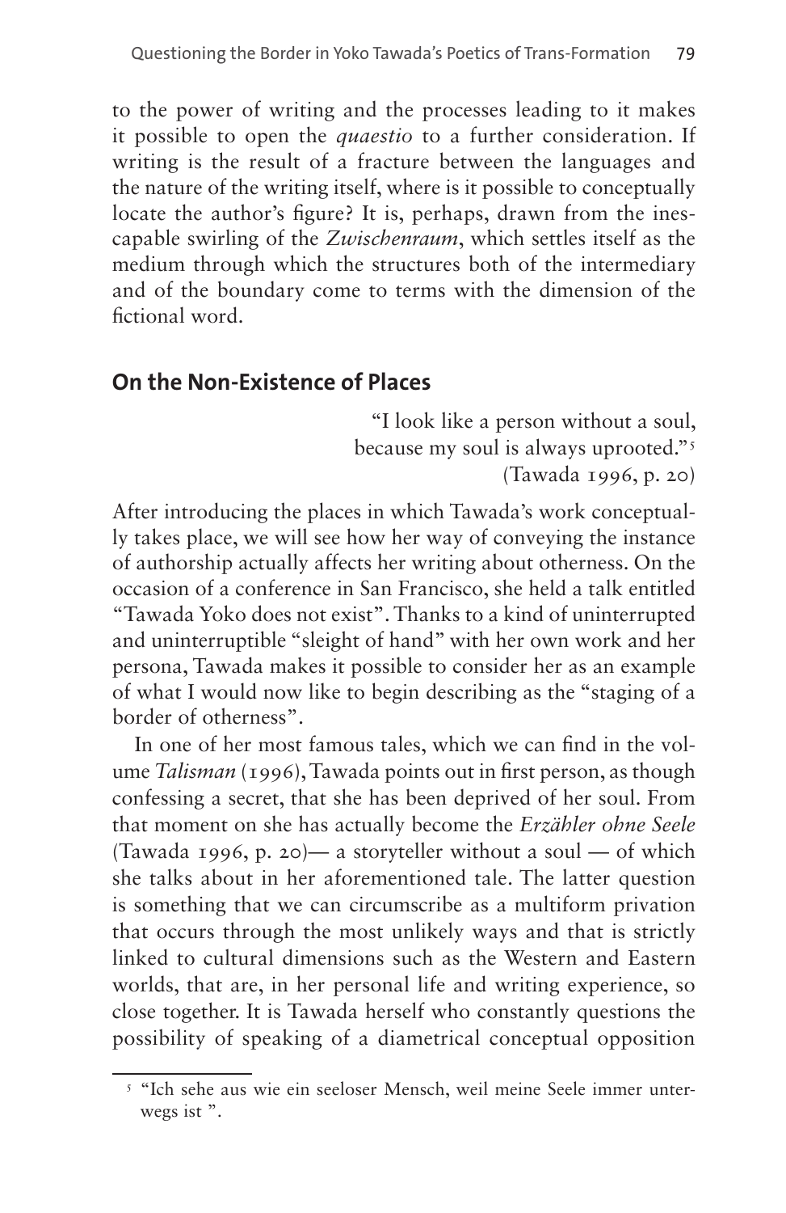to the power of writing and the processes leading to it makes it possible to open the *quaestio* to a further consideration. If writing is the result of a fracture between the languages and the nature of the writing itself, where is it possible to conceptually locate the author's figure? It is, perhaps, drawn from the inescapable swirling of the *Zwischenraum*, which settles itself as the medium through which the structures both of the intermediary and of the boundary come to terms with the dimension of the fictional word.

## On the Non-Existence of Places

"I look like a person without a soul, because my soul is always uprooted."[5]
(Tawada 1996, p. 20)

After introducing the places in which Tawada's work conceptually takes place, we will see how her way of conveying the instance of authorship actually affects her writing about otherness. On the occasion of a conference in San Francisco, she held a talk entitled "Tawada Yoko does not exist". Thanks to a kind of uninterrupted and uninterruptible "sleight of hand" with her own work and her persona, Tawada makes it possible to consider her as an example of what I would now like to begin describing as the "staging of a border of otherness".

In one of her most famous tales, which we can find in the volume *Talisman* (1996), Tawada points out in first person, as though confessing a secret, that she has been deprived of her soul. From that moment on she has actually become the *Erzähler ohne Seele* (Tawada 1996, p. 20)— a storyteller without a soul — of which she talks about in her aforementioned tale. The latter question is something that we can circumscribe as a multiform privation that occurs through the most unlikely ways and that is strictly linked to cultural dimensions such as the Western and Eastern worlds, that are, in her personal life and writing experience, so close together. It is Tawada herself who constantly questions the possibility of speaking of a diametrical conceptual opposition

[5] "Ich sehe aus wie ein seeloser Mensch, weil meine Seele immer unterwegs ist ".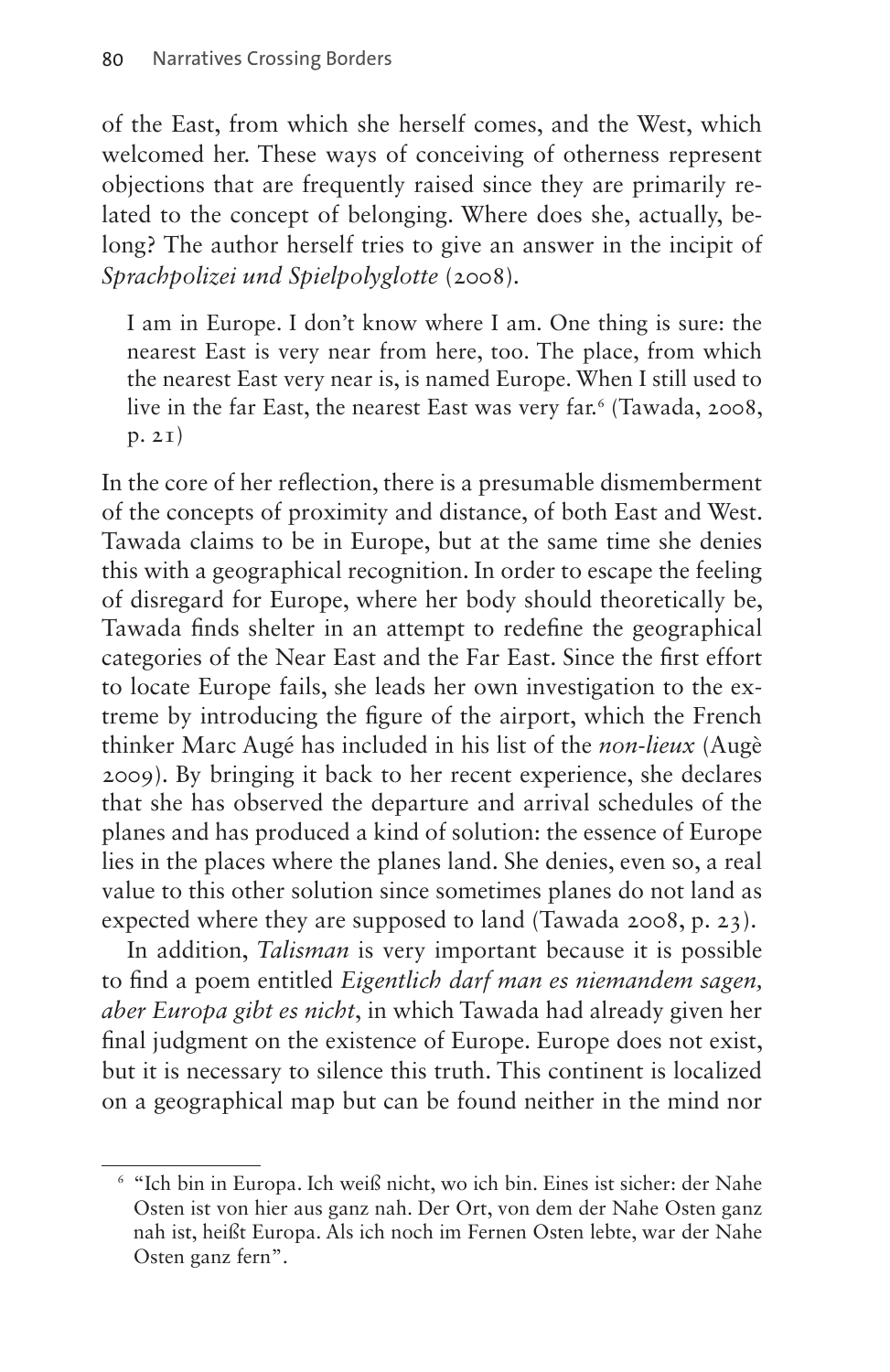of the East, from which she herself comes, and the West, which welcomed her. These ways of conceiving of otherness represent objections that are frequently raised since they are primarily related to the concept of belonging. Where does she, actually, belong? The author herself tries to give an answer in the incipit of *Sprachpolizei und Spielpolyglotte* (2008).

> I am in Europe. I don't know where I am. One thing is sure: the nearest East is very near from here, too. The place, from which the nearest East very near is, is named Europe. When I still used to live in the far East, the nearest East was very far.[6] (Tawada, 2008, p. 21)

In the core of her reflection, there is a presumable dismemberment of the concepts of proximity and distance, of both East and West. Tawada claims to be in Europe, but at the same time she denies this with a geographical recognition. In order to escape the feeling of disregard for Europe, where her body should theoretically be, Tawada finds shelter in an attempt to redefine the geographical categories of the Near East and the Far East. Since the first effort to locate Europe fails, she leads her own investigation to the extreme by introducing the figure of the airport, which the French thinker Marc Augé has included in his list of the *non-lieux* (Augè 2009). By bringing it back to her recent experience, she declares that she has observed the departure and arrival schedules of the planes and has produced a kind of solution: the essence of Europe lies in the places where the planes land. She denies, even so, a real value to this other solution since sometimes planes do not land as expected where they are supposed to land (Tawada 2008, p. 23).

In addition, *Talisman* is very important because it is possible to find a poem entitled *Eigentlich darf man es niemandem sagen, aber Europa gibt es nicht*, in which Tawada had already given her final judgment on the existence of Europe. Europe does not exist, but it is necessary to silence this truth. This continent is localized on a geographical map but can be found neither in the mind nor

---

[6] "Ich bin in Europa. Ich weiß nicht, wo ich bin. Eines ist sicher: der Nahe Osten ist von hier aus ganz nah. Der Ort, von dem der Nahe Osten ganz nah ist, heißt Europa. Als ich noch im Fernen Osten lebte, war der Nahe Osten ganz fern".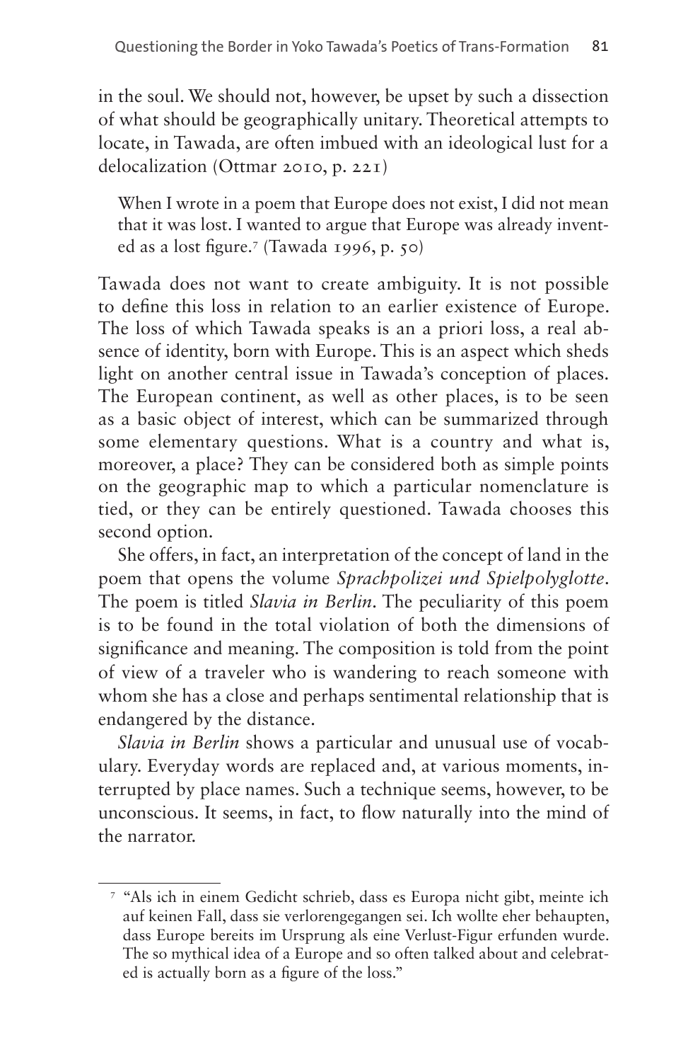in the soul. We should not, however, be upset by such a dissection of what should be geographically unitary. Theoretical attempts to locate, in Tawada, are often imbued with an ideological lust for a delocalization (Ottmar 2010, p. 221)

> When I wrote in a poem that Europe does not exist, I did not mean that it was lost. I wanted to argue that Europe was already invented as a lost figure.[7] (Tawada 1996, p. 50)

Tawada does not want to create ambiguity. It is not possible to define this loss in relation to an earlier existence of Europe. The loss of which Tawada speaks is an a priori loss, a real absence of identity, born with Europe. This is an aspect which sheds light on another central issue in Tawada's conception of places. The European continent, as well as other places, is to be seen as a basic object of interest, which can be summarized through some elementary questions. What is a country and what is, moreover, a place? They can be considered both as simple points on the geographic map to which a particular nomenclature is tied, or they can be entirely questioned. Tawada chooses this second option.

She offers, in fact, an interpretation of the concept of land in the poem that opens the volume *Sprachpolizei und Spielpolyglotte*. The poem is titled *Slavia in Berlin*. The peculiarity of this poem is to be found in the total violation of both the dimensions of significance and meaning. The composition is told from the point of view of a traveler who is wandering to reach someone with whom she has a close and perhaps sentimental relationship that is endangered by the distance.

*Slavia in Berlin* shows a particular and unusual use of vocabulary. Everyday words are replaced and, at various moments, interrupted by place names. Such a technique seems, however, to be unconscious. It seems, in fact, to flow naturally into the mind of the narrator.

[7] "Als ich in einem Gedicht schrieb, dass es Europa nicht gibt, meinte ich auf keinen Fall, dass sie verlorengegangen sei. Ich wollte eher behaupten, dass Europe bereits im Ursprung als eine Verlust-Figur erfunden wurde. The so mythical idea of a Europe and so often talked about and celebrated is actually born as a figure of the loss."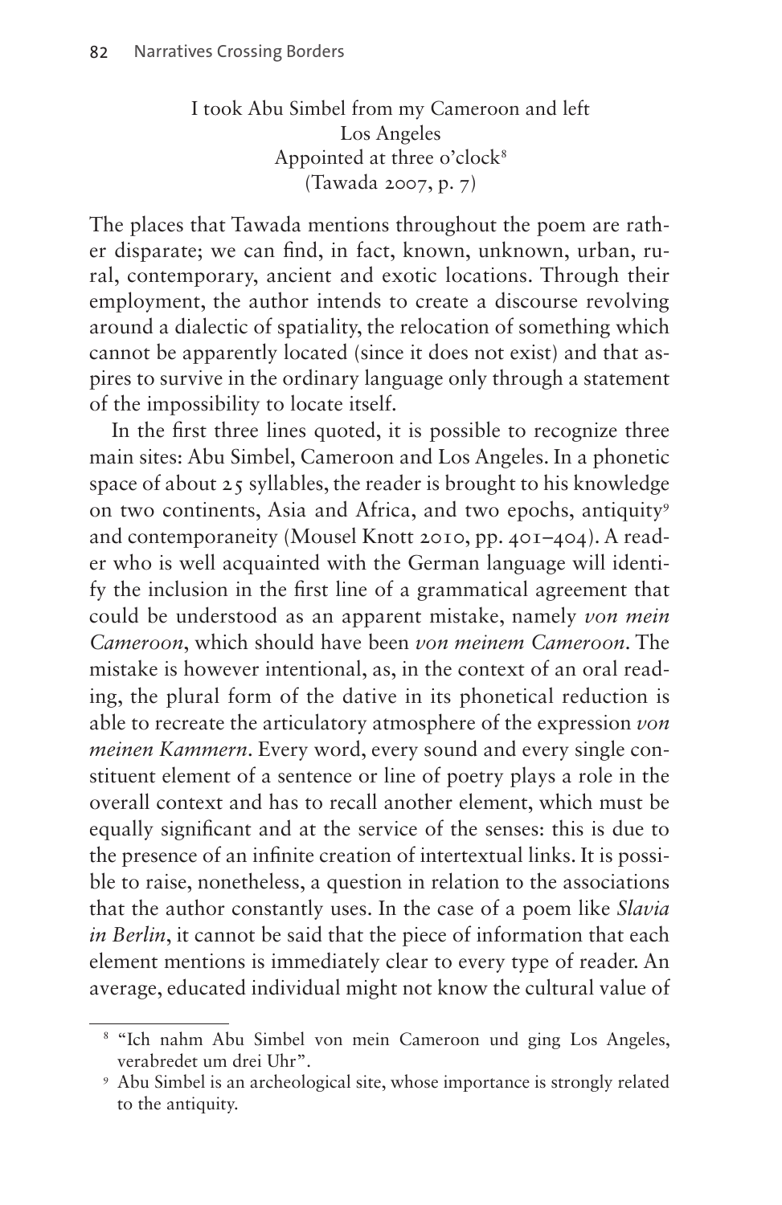I took Abu Simbel from my Cameroon and left  
Los Angeles  
Appointed at three o'clock[8]  
(Tawada 2007, p. 7)

The places that Tawada mentions throughout the poem are rather disparate; we can find, in fact, known, unknown, urban, rural, contemporary, ancient and exotic locations. Through their employment, the author intends to create a discourse revolving around a dialectic of spatiality, the relocation of something which cannot be apparently located (since it does not exist) and that aspires to survive in the ordinary language only through a statement of the impossibility to locate itself.

In the first three lines quoted, it is possible to recognize three main sites: Abu Simbel, Cameroon and Los Angeles. In a phonetic space of about 25 syllables, the reader is brought to his knowledge on two continents, Asia and Africa, and two epochs, antiquity[9] and contemporaneity (Mousel Knott 2010, pp. 401–404). A reader who is well acquainted with the German language will identify the inclusion in the first line of a grammatical agreement that could be understood as an apparent mistake, namely *von mein Cameroon*, which should have been *von meinem Cameroon*. The mistake is however intentional, as, in the context of an oral reading, the plural form of the dative in its phonetical reduction is able to recreate the articulatory atmosphere of the expression *von meinen Kammern*. Every word, every sound and every single constituent element of a sentence or line of poetry plays a role in the overall context and has to recall another element, which must be equally significant and at the service of the senses: this is due to the presence of an infinite creation of intertextual links. It is possible to raise, nonetheless, a question in relation to the associations that the author constantly uses. In the case of a poem like *Slavia in Berlin*, it cannot be said that the piece of information that each element mentions is immediately clear to every type of reader. An average, educated individual might not know the cultural value of

---

[8] "Ich nahm Abu Simbel von mein Cameroon und ging Los Angeles, verabredet um drei Uhr".

[9] Abu Simbel is an archeological site, whose importance is strongly related to the antiquity.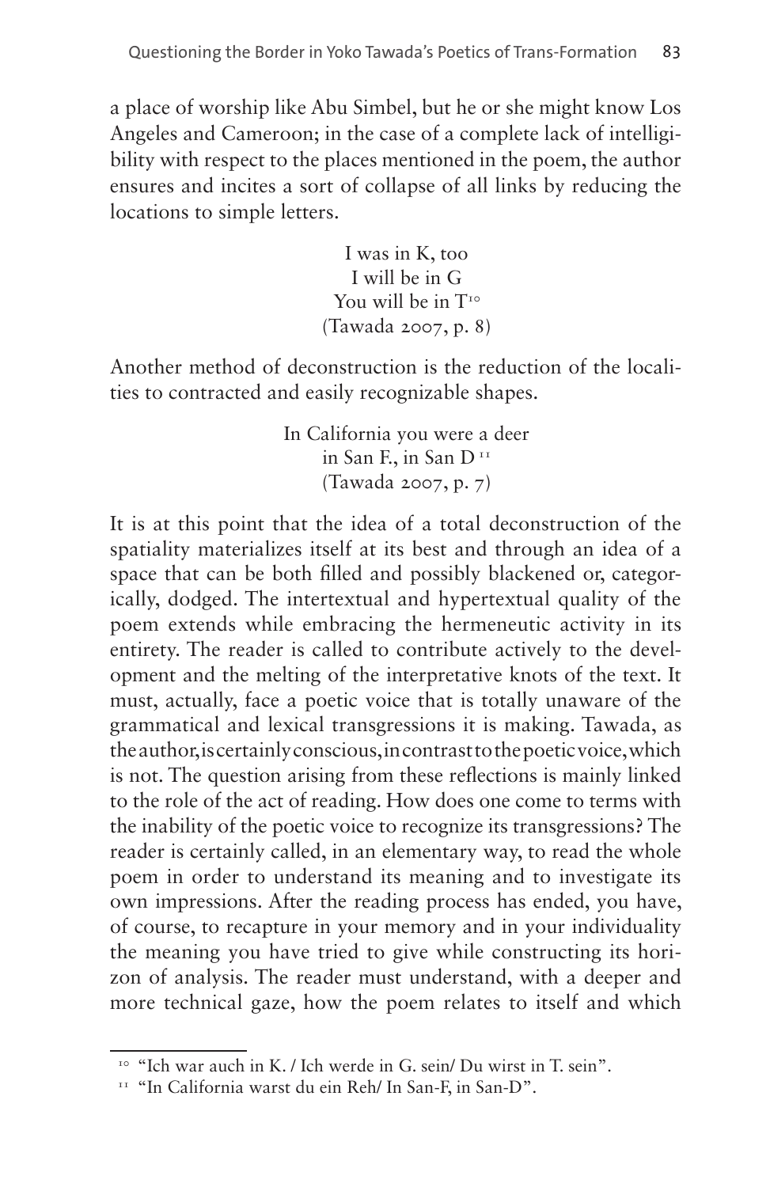a place of worship like Abu Simbel, but he or she might know Los Angeles and Cameroon; in the case of a complete lack of intelligibility with respect to the places mentioned in the poem, the author ensures and incites a sort of collapse of all links by reducing the locations to simple letters.

> I was in K, too  
> I will be in G  
> You will be in T[10]  
> (Tawada 2007, p. 8)

Another method of deconstruction is the reduction of the localities to contracted and easily recognizable shapes.

> In California you were a deer  
> in San F., in San D [11]  
> (Tawada 2007, p. 7)

It is at this point that the idea of a total deconstruction of the spatiality materializes itself at its best and through an idea of a space that can be both filled and possibly blackened or, categorically, dodged. The intertextual and hypertextual quality of the poem extends while embracing the hermeneutic activity in its entirety. The reader is called to contribute actively to the development and the melting of the interpretative knots of the text. It must, actually, face a poetic voice that is totally unaware of the grammatical and lexical transgressions it is making. Tawada, as the author, is certainly conscious, in contrast to the poetic voice, which is not. The question arising from these reflections is mainly linked to the role of the act of reading. How does one come to terms with the inability of the poetic voice to recognize its transgressions? The reader is certainly called, in an elementary way, to read the whole poem in order to understand its meaning and to investigate its own impressions. After the reading process has ended, you have, of course, to recapture in your memory and in your individuality the meaning you have tried to give while constructing its horizon of analysis. The reader must understand, with a deeper and more technical gaze, how the poem relates to itself and which

[10] "Ich war auch in K. / Ich werde in G. sein/ Du wirst in T. sein".

[11] "In California warst du ein Reh/ In San-F, in San-D".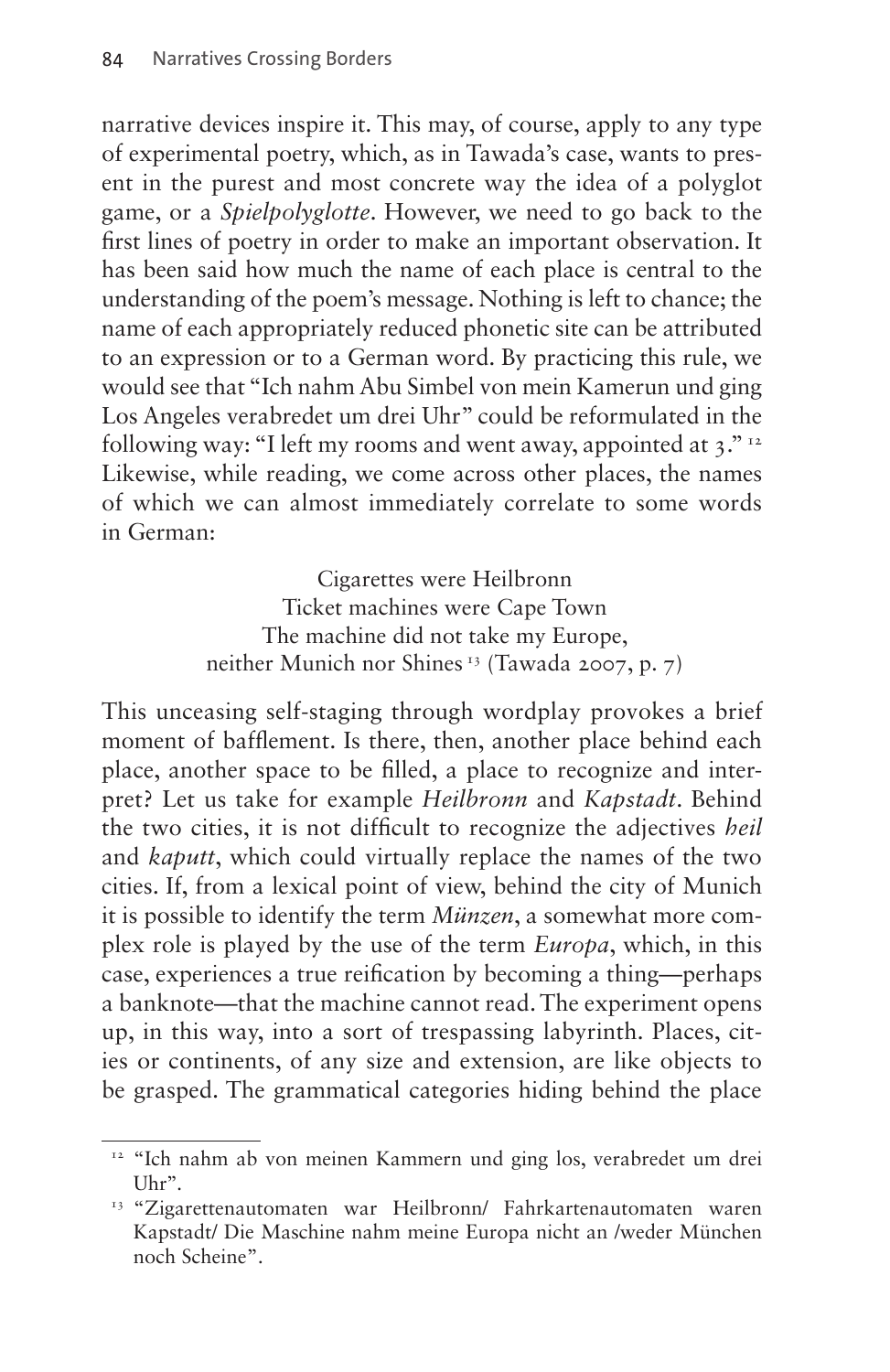narrative devices inspire it. This may, of course, apply to any type of experimental poetry, which, as in Tawada's case, wants to present in the purest and most concrete way the idea of a polyglot game, or a *Spielpolyglotte*. However, we need to go back to the first lines of poetry in order to make an important observation. It has been said how much the name of each place is central to the understanding of the poem's message. Nothing is left to chance; the name of each appropriately reduced phonetic site can be attributed to an expression or to a German word. By practicing this rule, we would see that "Ich nahm Abu Simbel von mein Kamerun und ging Los Angeles verabredet um drei Uhr" could be reformulated in the following way: "I left my rooms and went away, appointed at 3." [12] Likewise, while reading, we come across other places, the names of which we can almost immediately correlate to some words in German:

> Cigarettes were Heilbronn
> Ticket machines were Cape Town
> The machine did not take my Europe,
> neither Munich nor Shines [13] (Tawada 2007, p. 7)

This unceasing self-staging through wordplay provokes a brief moment of bafflement. Is there, then, another place behind each place, another space to be filled, a place to recognize and interpret? Let us take for example *Heilbronn* and *Kapstadt*. Behind the two cities, it is not difficult to recognize the adjectives *heil* and *kaputt*, which could virtually replace the names of the two cities. If, from a lexical point of view, behind the city of Munich it is possible to identify the term *Münzen*, a somewhat more complex role is played by the use of the term *Europa*, which, in this case, experiences a true reification by becoming a thing—perhaps a banknote—that the machine cannot read. The experiment opens up, in this way, into a sort of trespassing labyrinth. Places, cities or continents, of any size and extension, are like objects to be grasped. The grammatical categories hiding behind the place

---

[12] "Ich nahm ab von meinen Kammern und ging los, verabredet um drei Uhr".

[13] "Zigarettenautomaten war Heilbronn/ Fahrkartenautomaten waren Kapstadt/ Die Maschine nahm meine Europa nicht an /weder München noch Scheine".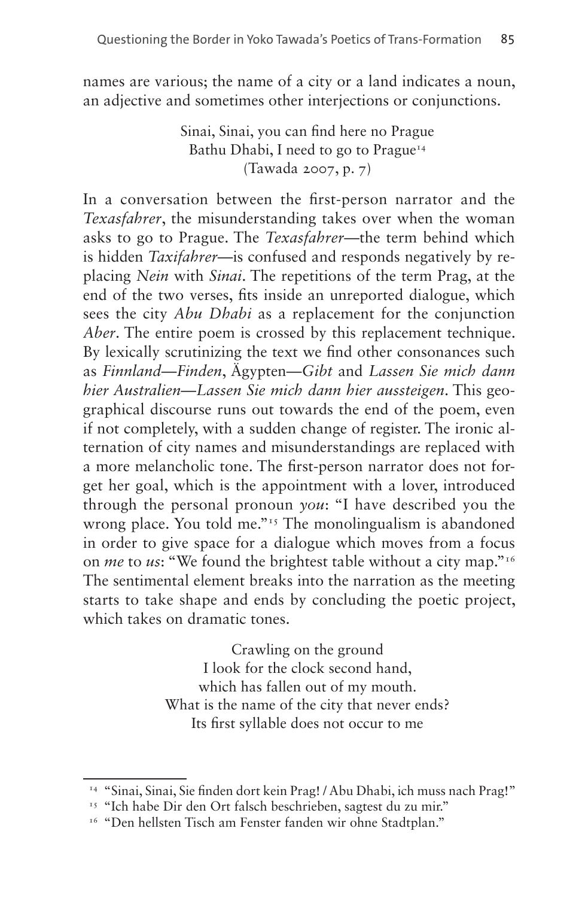names are various; the name of a city or a land indicates a noun, an adjective and sometimes other interjections or conjunctions.

> Sinai, Sinai, you can find here no Prague  
> Bathu Dhabi, I need to go to Prague[14]  
> (Tawada 2007, p. 7)

In a conversation between the first-person narrator and the *Texasfahrer*, the misunderstanding takes over when the woman asks to go to Prague. The *Texasfahrer*—the term behind which is hidden *Taxifahrer*—is confused and responds negatively by replacing *Nein* with *Sinai*. The repetitions of the term Prag, at the end of the two verses, fits inside an unreported dialogue, which sees the city *Abu Dhabi* as a replacement for the conjunction *Aber*. The entire poem is crossed by this replacement technique. By lexically scrutinizing the text we find other consonances such as *Finnland—Finden*, Ägypten—*Gibt* and *Lassen Sie mich dann hier Australien—Lassen Sie mich dann hier aussteigen*. This geographical discourse runs out towards the end of the poem, even if not completely, with a sudden change of register. The ironic alternation of city names and misunderstandings are replaced with a more melancholic tone. The first-person narrator does not forget her goal, which is the appointment with a lover, introduced through the personal pronoun *you*: "I have described you the wrong place. You told me."[15] The monolingualism is abandoned in order to give space for a dialogue which moves from a focus on *me* to *us*: "We found the brightest table without a city map."[16] The sentimental element breaks into the narration as the meeting starts to take shape and ends by concluding the poetic project, which takes on dramatic tones.

> Crawling on the ground  
> I look for the clock second hand,  
> which has fallen out of my mouth.  
> What is the name of the city that never ends?  
> Its first syllable does not occur to me

---

[14] "Sinai, Sinai, Sie finden dort kein Prag! / Abu Dhabi, ich muss nach Prag!"

[15] "Ich habe Dir den Ort falsch beschrieben, sagtest du zu mir."

[16] "Den hellsten Tisch am Fenster fanden wir ohne Stadtplan."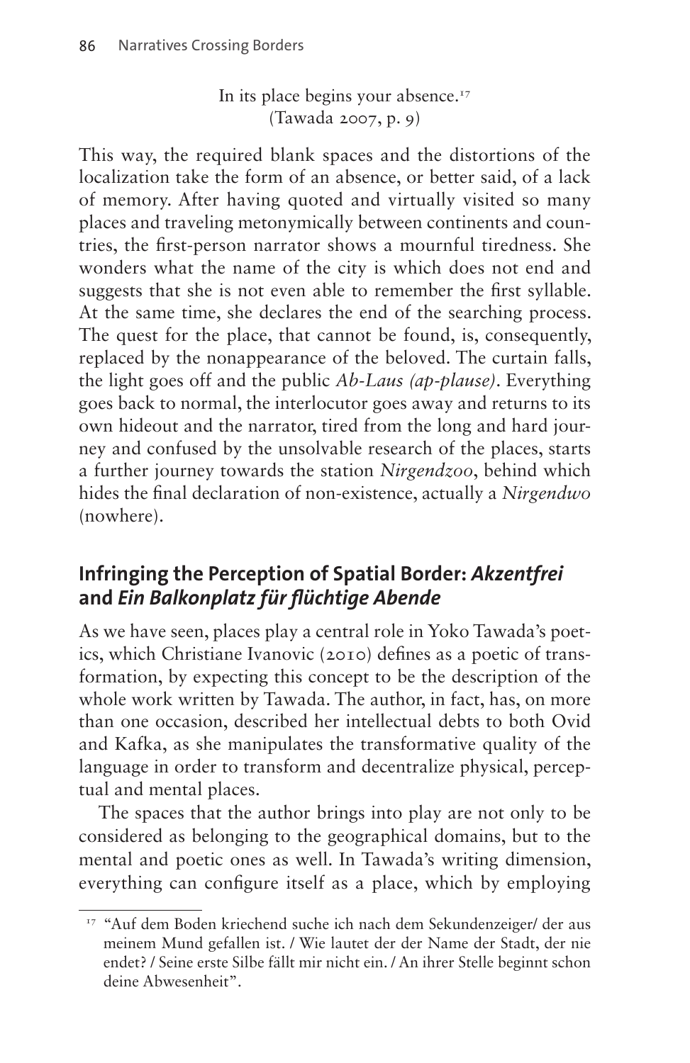In its place begins your absence.[17]
(Tawada 2007, p. 9)

This way, the required blank spaces and the distortions of the localization take the form of an absence, or better said, of a lack of memory. After having quoted and virtually visited so many places and traveling metonymically between continents and countries, the first-person narrator shows a mournful tiredness. She wonders what the name of the city is which does not end and suggests that she is not even able to remember the first syllable. At the same time, she declares the end of the searching process. The quest for the place, that cannot be found, is, consequently, replaced by the nonappearance of the beloved. The curtain falls, the light goes off and the public *Ab-Laus (ap-plause)*. Everything goes back to normal, the interlocutor goes away and returns to its own hideout and the narrator, tired from the long and hard journey and confused by the unsolvable research of the places, starts a further journey towards the station *Nirgendzoo*, behind which hides the final declaration of non-existence, actually a *Nirgendwo* (nowhere).

## Infringing the Perception of Spatial Border: *Akzentfrei* and *Ein Balkonplatz für flüchtige Abende*

As we have seen, places play a central role in Yoko Tawada's poetics, which Christiane Ivanovic (2010) defines as a poetic of transformation, by expecting this concept to be the description of the whole work written by Tawada. The author, in fact, has, on more than one occasion, described her intellectual debts to both Ovid and Kafka, as she manipulates the transformative quality of the language in order to transform and decentralize physical, perceptual and mental places.

The spaces that the author brings into play are not only to be considered as belonging to the geographical domains, but to the mental and poetic ones as well. In Tawada's writing dimension, everything can configure itself as a place, which by employing

[17] "Auf dem Boden kriechend suche ich nach dem Sekundenzeiger/ der aus meinem Mund gefallen ist. / Wie lautet der der Name der Stadt, der nie endet? / Seine erste Silbe fällt mir nicht ein. / An ihrer Stelle beginnt schon deine Abwesenheit".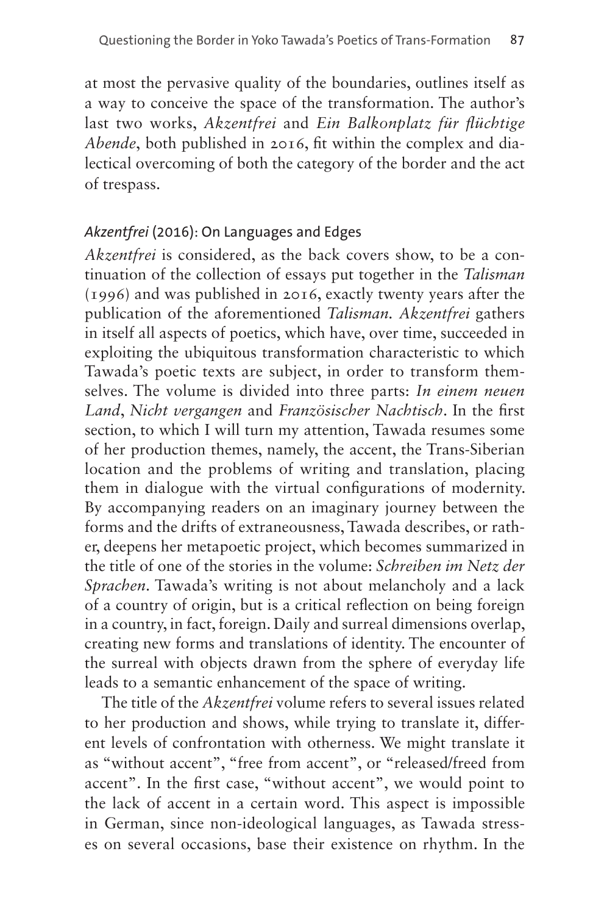at most the pervasive quality of the boundaries, outlines itself as a way to conceive the space of the transformation. The author's last two works, *Akzentfrei* and *Ein Balkonplatz für flüchtige Abende*, both published in 2016, fit within the complex and dialectical overcoming of both the category of the border and the act of trespass.

## *Akzentfrei* (2016): On Languages and Edges

*Akzentfrei* is considered, as the back covers show, to be a continuation of the collection of essays put together in the *Talisman* (1996) and was published in 2016, exactly twenty years after the publication of the aforementioned *Talisman. Akzentfrei* gathers in itself all aspects of poetics, which have, over time, succeeded in exploiting the ubiquitous transformation characteristic to which Tawada's poetic texts are subject, in order to transform themselves. The volume is divided into three parts: *In einem neuen Land*, *Nicht vergangen* and *Französischer Nachtisch*. In the first section, to which I will turn my attention, Tawada resumes some of her production themes, namely, the accent, the Trans-Siberian location and the problems of writing and translation, placing them in dialogue with the virtual configurations of modernity. By accompanying readers on an imaginary journey between the forms and the drifts of extraneousness, Tawada describes, or rather, deepens her metapoetic project, which becomes summarized in the title of one of the stories in the volume: *Schreiben im Netz der Sprachen*. Tawada's writing is not about melancholy and a lack of a country of origin, but is a critical reflection on being foreign in a country, in fact, foreign. Daily and surreal dimensions overlap, creating new forms and translations of identity. The encounter of the surreal with objects drawn from the sphere of everyday life leads to a semantic enhancement of the space of writing.

The title of the *Akzentfrei* volume refers to several issues related to her production and shows, while trying to translate it, different levels of confrontation with otherness. We might translate it as "without accent", "free from accent", or "released/freed from accent". In the first case, "without accent", we would point to the lack of accent in a certain word. This aspect is impossible in German, since non-ideological languages, as Tawada stresses on several occasions, base their existence on rhythm. In the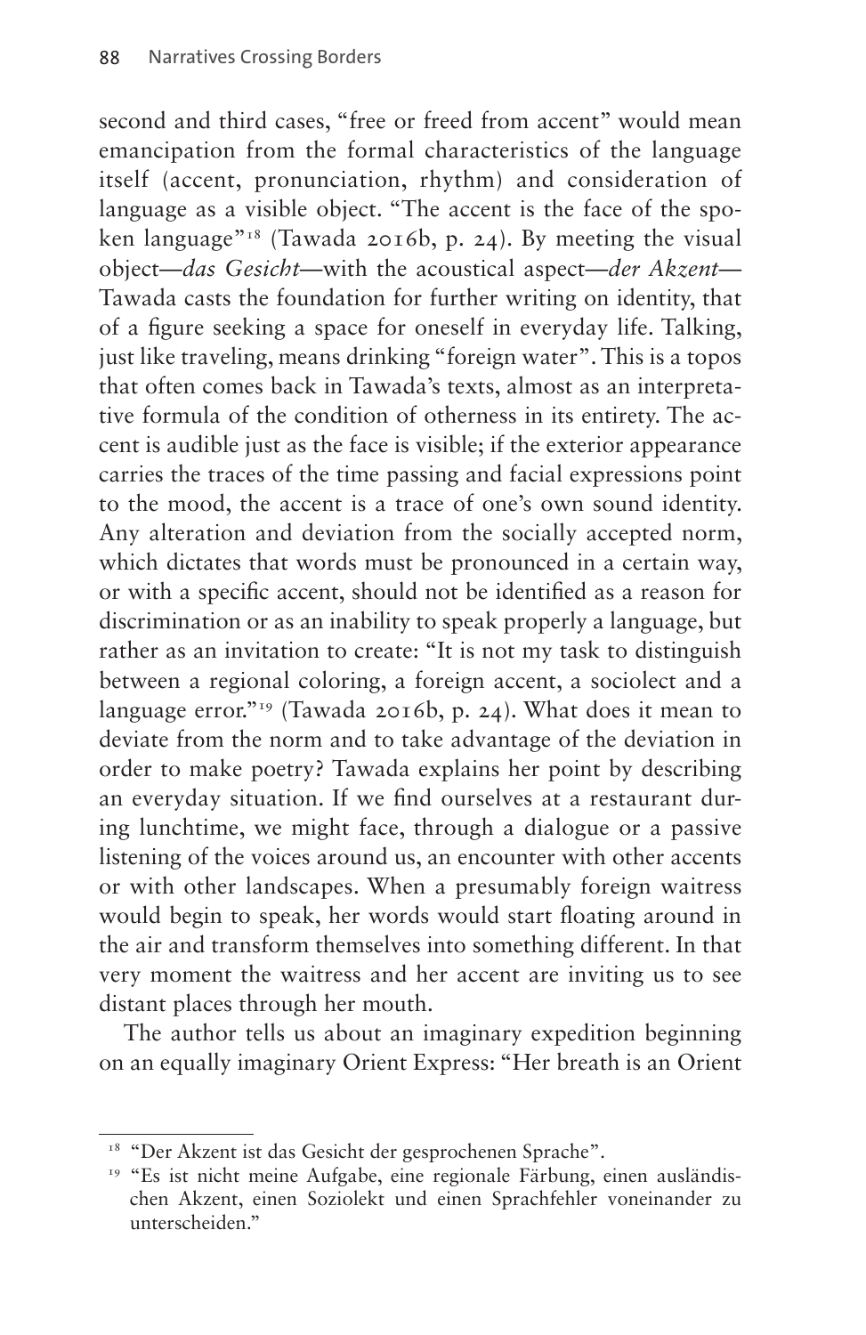second and third cases, "free or freed from accent" would mean emancipation from the formal characteristics of the language itself (accent, pronunciation, rhythm) and consideration of language as a visible object. "The accent is the face of the spoken language"[18] (Tawada 2016b, p. 24). By meeting the visual object—*das Gesicht*—with the acoustical aspect—*der Akzent*—Tawada casts the foundation for further writing on identity, that of a figure seeking a space for oneself in everyday life. Talking, just like traveling, means drinking "foreign water". This is a topos that often comes back in Tawada's texts, almost as an interpretative formula of the condition of otherness in its entirety. The accent is audible just as the face is visible; if the exterior appearance carries the traces of the time passing and facial expressions point to the mood, the accent is a trace of one's own sound identity. Any alteration and deviation from the socially accepted norm, which dictates that words must be pronounced in a certain way, or with a specific accent, should not be identified as a reason for discrimination or as an inability to speak properly a language, but rather as an invitation to create: "It is not my task to distinguish between a regional coloring, a foreign accent, a sociolect and a language error."[19] (Tawada 2016b, p. 24). What does it mean to deviate from the norm and to take advantage of the deviation in order to make poetry? Tawada explains her point by describing an everyday situation. If we find ourselves at a restaurant during lunchtime, we might face, through a dialogue or a passive listening of the voices around us, an encounter with other accents or with other landscapes. When a presumably foreign waitress would begin to speak, her words would start floating around in the air and transform themselves into something different. In that very moment the waitress and her accent are inviting us to see distant places through her mouth.

The author tells us about an imaginary expedition beginning on an equally imaginary Orient Express: "Her breath is an Orient

---

[18] "Der Akzent ist das Gesicht der gesprochenen Sprache".

[19] "Es ist nicht meine Aufgabe, eine regionale Färbung, einen ausländischen Akzent, einen Soziolekt und einen Sprachfehler voneinander zu unterscheiden."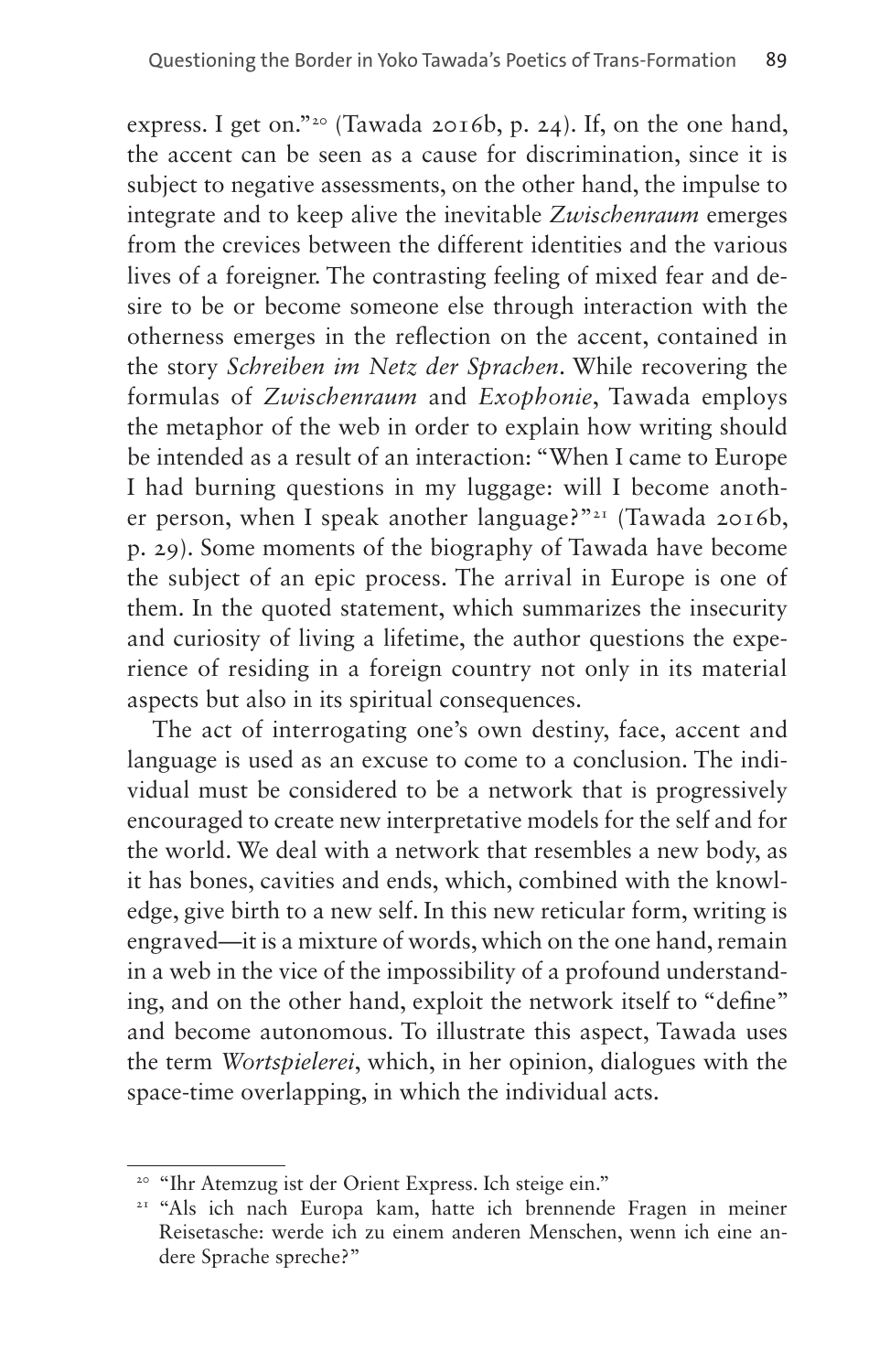express. I get on."[20] (Tawada 2016b, p. 24). If, on the one hand, the accent can be seen as a cause for discrimination, since it is subject to negative assessments, on the other hand, the impulse to integrate and to keep alive the inevitable *Zwischenraum* emerges from the crevices between the different identities and the various lives of a foreigner. The contrasting feeling of mixed fear and desire to be or become someone else through interaction with the otherness emerges in the reflection on the accent, contained in the story *Schreiben im Netz der Sprachen*. While recovering the formulas of *Zwischenraum* and *Exophonie*, Tawada employs the metaphor of the web in order to explain how writing should be intended as a result of an interaction: "When I came to Europe I had burning questions in my luggage: will I become another person, when I speak another language?"[21] (Tawada 2016b, p. 29). Some moments of the biography of Tawada have become the subject of an epic process. The arrival in Europe is one of them. In the quoted statement, which summarizes the insecurity and curiosity of living a lifetime, the author questions the experience of residing in a foreign country not only in its material aspects but also in its spiritual consequences.

The act of interrogating one's own destiny, face, accent and language is used as an excuse to come to a conclusion. The individual must be considered to be a network that is progressively encouraged to create new interpretative models for the self and for the world. We deal with a network that resembles a new body, as it has bones, cavities and ends, which, combined with the knowledge, give birth to a new self. In this new reticular form, writing is engraved—it is a mixture of words, which on the one hand, remain in a web in the vice of the impossibility of a profound understanding, and on the other hand, exploit the network itself to "define" and become autonomous. To illustrate this aspect, Tawada uses the term *Wortspielerei*, which, in her opinion, dialogues with the space-time overlapping, in which the individual acts.

[20] "Ihr Atemzug ist der Orient Express. Ich steige ein."

[21] "Als ich nach Europa kam, hatte ich brennende Fragen in meiner Reisetasche: werde ich zu einem anderen Menschen, wenn ich eine andere Sprache spreche?"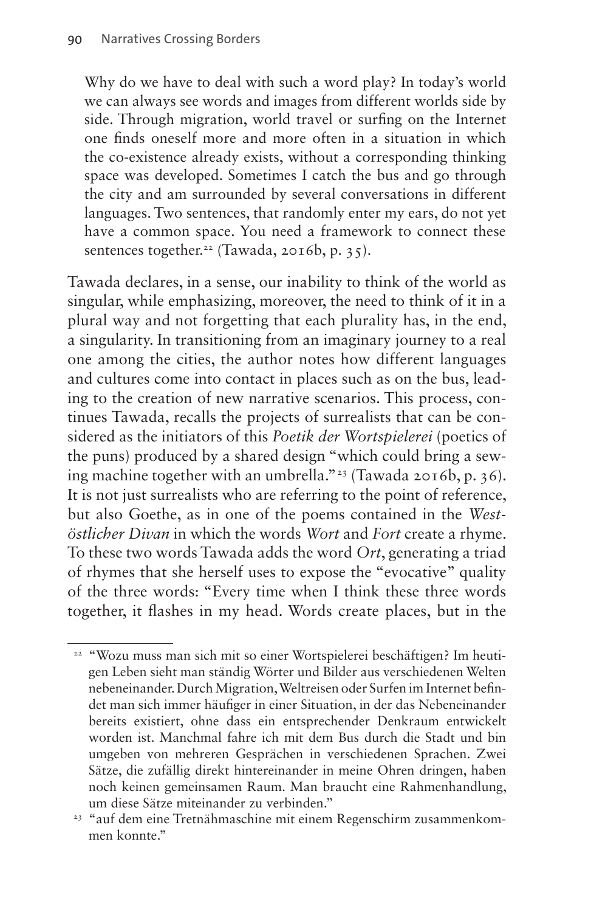> Why do we have to deal with such a word play? In today's world we can always see words and images from different worlds side by side. Through migration, world travel or surfing on the Internet one finds oneself more and more often in a situation in which the co-existence already exists, without a corresponding thinking space was developed. Sometimes I catch the bus and go through the city and am surrounded by several conversations in different languages. Two sentences, that randomly enter my ears, do not yet have a common space. You need a framework to connect these sentences together.[22] (Tawada, 2016b, p. 35).

Tawada declares, in a sense, our inability to think of the world as singular, while emphasizing, moreover, the need to think of it in a plural way and not forgetting that each plurality has, in the end, a singularity. In transitioning from an imaginary journey to a real one among the cities, the author notes how different languages and cultures come into contact in places such as on the bus, leading to the creation of new narrative scenarios. This process, continues Tawada, recalls the projects of surrealists that can be considered as the initiators of this *Poetik der Wortspielerei* (poetics of the puns) produced by a shared design "which could bring a sewing machine together with an umbrella."[23] (Tawada 2016b, p. 36). It is not just surrealists who are referring to the point of reference, but also Goethe, as in one of the poems contained in the *West-östlicher Divan* in which the words *Wort* and *Fort* create a rhyme. To these two words Tawada adds the word *Ort*, generating a triad of rhymes that she herself uses to expose the "evocative" quality of the three words: "Every time when I think these three words together, it flashes in my head. Words create places, but in the

---

[22] "Wozu muss man sich mit so einer Wortspielerei beschäftigen? Im heutigen Leben sieht man ständig Wörter und Bilder aus verschiedenen Welten nebeneinander. Durch Migration, Weltreisen oder Surfen im Internet befindet man sich immer häufiger in einer Situation, in der das Nebeneinander bereits existiert, ohne dass ein entsprechender Denkraum entwickelt worden ist. Manchmal fahre ich mit dem Bus durch die Stadt und bin umgeben von mehreren Gesprächen in verschiedenen Sprachen. Zwei Sätze, die zufällig direkt hintereinander in meine Ohren dringen, haben noch keinen gemeinsamen Raum. Man braucht eine Rahmenhandlung, um diese Sätze miteinander zu verbinden."

[23] "auf dem eine Tretnähmaschine mit einem Regenschirm zusammenkommen konnte."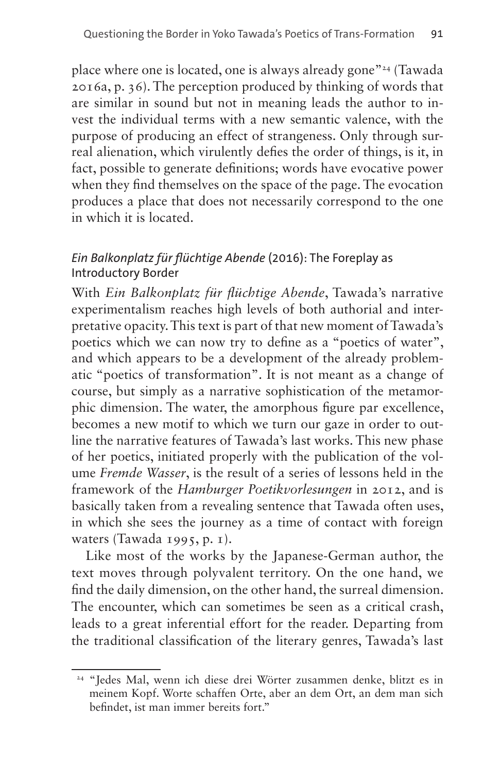place where one is located, one is always already gone"[24] (Tawada 2016a, p. 36). The perception produced by thinking of words that are similar in sound but not in meaning leads the author to invest the individual terms with a new semantic valence, with the purpose of producing an effect of strangeness. Only through surreal alienation, which virulently defies the order of things, is it, in fact, possible to generate definitions; words have evocative power when they find themselves on the space of the page. The evocation produces a place that does not necessarily correspond to the one in which it is located.

### *Ein Balkonplatz für flüchtige Abende* (2016): The Foreplay as Introductory Border

With *Ein Balkonplatz für flüchtige Abende*, Tawada's narrative experimentalism reaches high levels of both authorial and interpretative opacity. This text is part of that new moment of Tawada's poetics which we can now try to define as a "poetics of water", and which appears to be a development of the already problematic "poetics of transformation". It is not meant as a change of course, but simply as a narrative sophistication of the metamorphic dimension. The water, the amorphous figure par excellence, becomes a new motif to which we turn our gaze in order to outline the narrative features of Tawada's last works. This new phase of her poetics, initiated properly with the publication of the volume *Fremde Wasser*, is the result of a series of lessons held in the framework of the *Hamburger Poetikvorlesungen* in 2012, and is basically taken from a revealing sentence that Tawada often uses, in which she sees the journey as a time of contact with foreign waters (Tawada 1995, p. 1).

Like most of the works by the Japanese-German author, the text moves through polyvalent territory. On the one hand, we find the daily dimension, on the other hand, the surreal dimension. The encounter, which can sometimes be seen as a critical crash, leads to a great inferential effort for the reader. Departing from the traditional classification of the literary genres, Tawada's last

---

[24] "Jedes Mal, wenn ich diese drei Wörter zusammen denke, blitzt es in meinem Kopf. Worte schaffen Orte, aber an dem Ort, an dem man sich befindet, ist man immer bereits fort."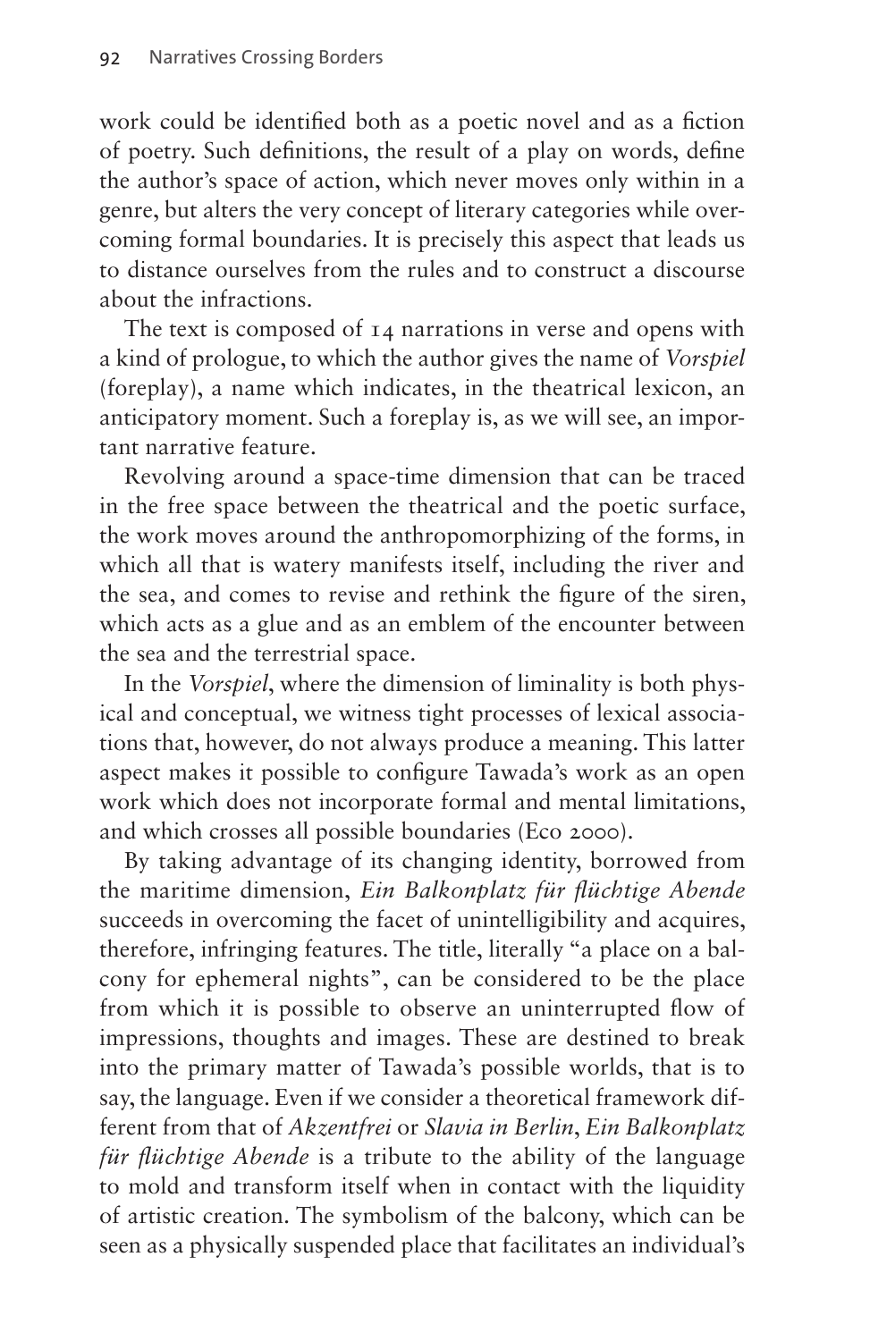work could be identified both as a poetic novel and as a fiction of poetry. Such definitions, the result of a play on words, define the author's space of action, which never moves only within in a genre, but alters the very concept of literary categories while overcoming formal boundaries. It is precisely this aspect that leads us to distance ourselves from the rules and to construct a discourse about the infractions.

The text is composed of 14 narrations in verse and opens with a kind of prologue, to which the author gives the name of *Vorspiel* (foreplay), a name which indicates, in the theatrical lexicon, an anticipatory moment. Such a foreplay is, as we will see, an important narrative feature.

Revolving around a space-time dimension that can be traced in the free space between the theatrical and the poetic surface, the work moves around the anthropomorphizing of the forms, in which all that is watery manifests itself, including the river and the sea, and comes to revise and rethink the figure of the siren, which acts as a glue and as an emblem of the encounter between the sea and the terrestrial space.

In the *Vorspiel*, where the dimension of liminality is both physical and conceptual, we witness tight processes of lexical associations that, however, do not always produce a meaning. This latter aspect makes it possible to configure Tawada's work as an open work which does not incorporate formal and mental limitations, and which crosses all possible boundaries (Eco 2000).

By taking advantage of its changing identity, borrowed from the maritime dimension, *Ein Balkonplatz für flüchtige Abende* succeeds in overcoming the facet of unintelligibility and acquires, therefore, infringing features. The title, literally "a place on a balcony for ephemeral nights", can be considered to be the place from which it is possible to observe an uninterrupted flow of impressions, thoughts and images. These are destined to break into the primary matter of Tawada's possible worlds, that is to say, the language. Even if we consider a theoretical framework different from that of *Akzentfrei* or *Slavia in Berlin*, *Ein Balkonplatz für flüchtige Abende* is a tribute to the ability of the language to mold and transform itself when in contact with the liquidity of artistic creation. The symbolism of the balcony, which can be seen as a physically suspended place that facilitates an individual's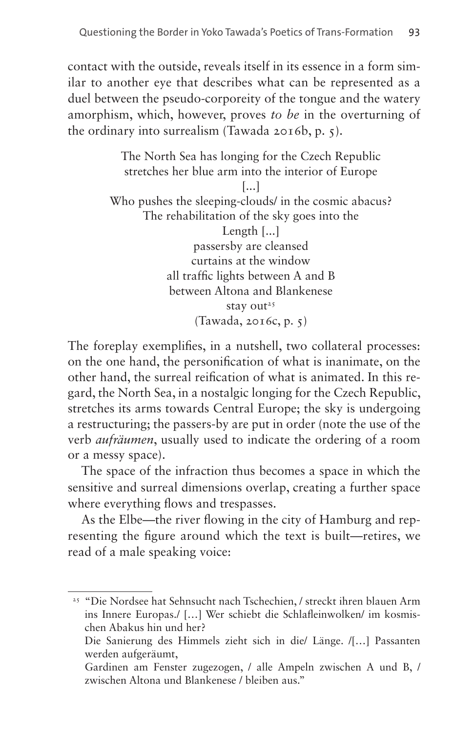contact with the outside, reveals itself in its essence in a form similar to another eye that describes what can be represented as a duel between the pseudo-corporeity of the tongue and the watery amorphism, which, however, proves *to be* in the overturning of the ordinary into surrealism (Tawada 2016b, p. 5).

> The North Sea has longing for the Czech Republic
> stretches her blue arm into the interior of Europe
> [...]
> Who pushes the sleeping-clouds/ in the cosmic abacus?
> The rehabilitation of the sky goes into the
> Length [...]
> passersby are cleansed
> curtains at the window
> all traffic lights between A and B
> between Altona and Blankenese
> stay out[25]
> (Tawada, 2016c, p. 5)

The foreplay exemplifies, in a nutshell, two collateral processes: on the one hand, the personification of what is inanimate, on the other hand, the surreal reification of what is animated. In this regard, the North Sea, in a nostalgic longing for the Czech Republic, stretches its arms towards Central Europe; the sky is undergoing a restructuring; the passers-by are put in order (note the use of the verb *aufräumen*, usually used to indicate the ordering of a room or a messy space).

The space of the infraction thus becomes a space in which the sensitive and surreal dimensions overlap, creating a further space where everything flows and trespasses.

As the Elbe—the river flowing in the city of Hamburg and representing the figure around which the text is built—retires, we read of a male speaking voice:

---

[25] "Die Nordsee hat Sehnsucht nach Tschechien, / streckt ihren blauen Arm ins Innere Europas./ […] Wer schiebt die Schlafleinwolken/ im kosmischen Abakus hin und her?
Die Sanierung des Himmels zieht sich in die/ Länge. /[…] Passanten werden aufgeräumt,
Gardinen am Fenster zugezogen, / alle Ampeln zwischen A und B, / zwischen Altona und Blankenese / bleiben aus."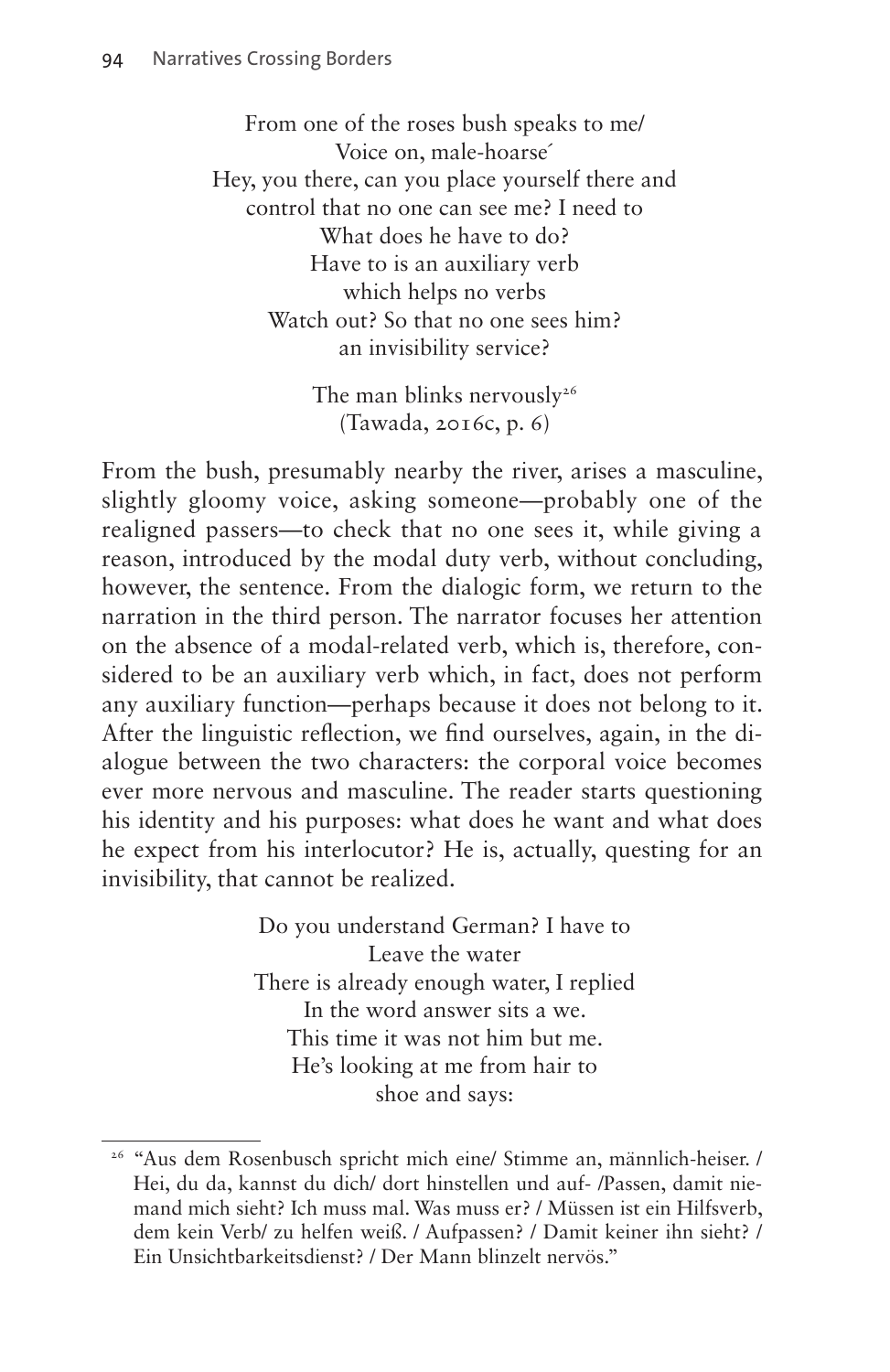From one of the roses bush speaks to me/
Voice on, male-hoarse´
Hey, you there, can you place yourself there and
control that no one can see me? I need to
What does he have to do?
Have to is an auxiliary verb
which helps no verbs
Watch out? So that no one sees him?
an invisibility service?

The man blinks nervously[26]
(Tawada, 2016c, p. 6)

From the bush, presumably nearby the river, arises a masculine, slightly gloomy voice, asking someone—probably one of the realigned passers—to check that no one sees it, while giving a reason, introduced by the modal duty verb, without concluding, however, the sentence. From the dialogic form, we return to the narration in the third person. The narrator focuses her attention on the absence of a modal-related verb, which is, therefore, considered to be an auxiliary verb which, in fact, does not perform any auxiliary function—perhaps because it does not belong to it. After the linguistic reflection, we find ourselves, again, in the dialogue between the two characters: the corporal voice becomes ever more nervous and masculine. The reader starts questioning his identity and his purposes: what does he want and what does he expect from his interlocutor? He is, actually, questing for an invisibility, that cannot be realized.

Do you understand German? I have to
Leave the water
There is already enough water, I replied
In the word answer sits a we.
This time it was not him but me.
He's looking at me from hair to
shoe and says:

[26] "Aus dem Rosenbusch spricht mich eine/ Stimme an, männlich-heiser. / Hei, du da, kannst du dich/ dort hinstellen und auf- /Passen, damit niemand mich sieht? Ich muss mal. Was muss er? / Müssen ist ein Hilfsverb, dem kein Verb/ zu helfen weiß. / Aufpassen? / Damit keiner ihn sieht? / Ein Unsichtbarkeitsdienst? / Der Mann blinzelt nervös."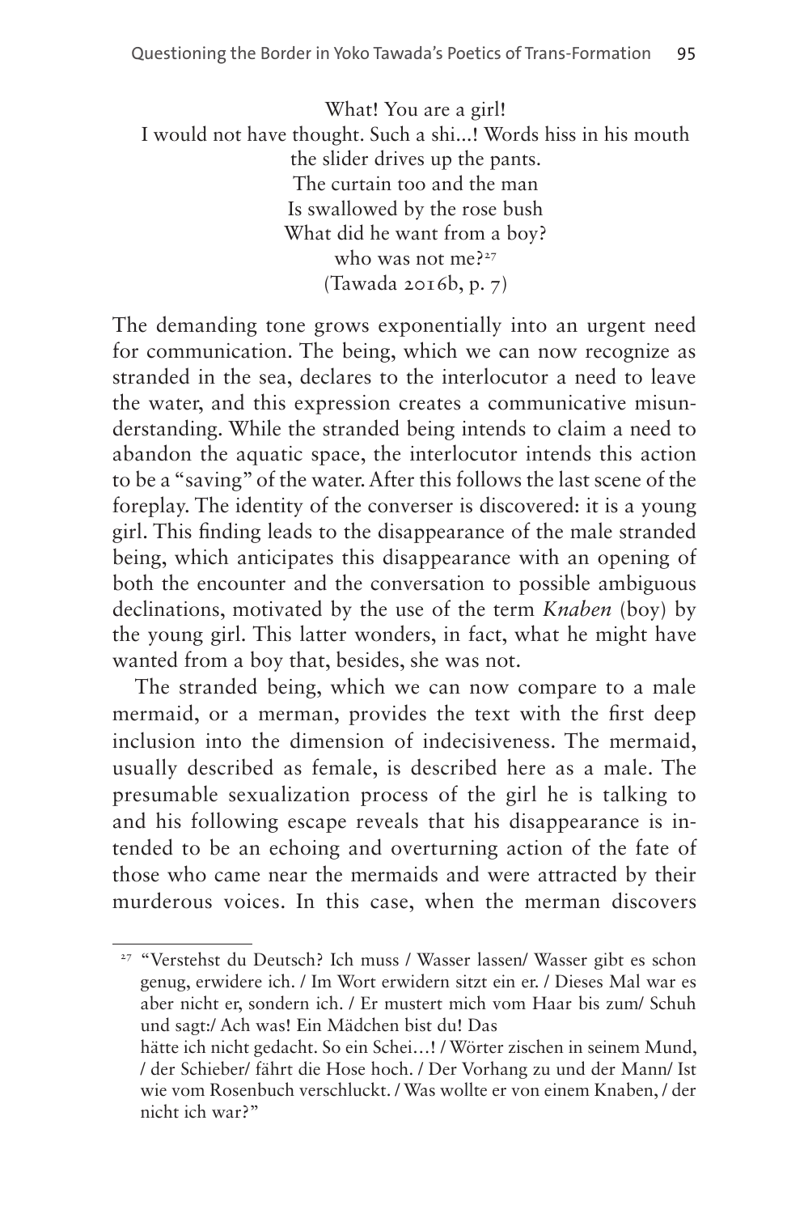What! You are a girl!  
I would not have thought. Such a shi...! Words hiss in his mouth  
the slider drives up the pants.  
The curtain too and the man  
Is swallowed by the rose bush  
What did he want from a boy?  
who was not me?[27]  
(Tawada 2016b, p. 7)

The demanding tone grows exponentially into an urgent need for communication. The being, which we can now recognize as stranded in the sea, declares to the interlocutor a need to leave the water, and this expression creates a communicative misunderstanding. While the stranded being intends to claim a need to abandon the aquatic space, the interlocutor intends this action to be a "saving" of the water. After this follows the last scene of the foreplay. The identity of the converser is discovered: it is a young girl. This finding leads to the disappearance of the male stranded being, which anticipates this disappearance with an opening of both the encounter and the conversation to possible ambiguous declinations, motivated by the use of the term *Knaben* (boy) by the young girl. This latter wonders, in fact, what he might have wanted from a boy that, besides, she was not.

The stranded being, which we can now compare to a male mermaid, or a merman, provides the text with the first deep inclusion into the dimension of indecisiveness. The mermaid, usually described as female, is described here as a male. The presumable sexualization process of the girl he is talking to and his following escape reveals that his disappearance is intended to be an echoing and overturning action of the fate of those who came near the mermaids and were attracted by their murderous voices. In this case, when the merman discovers

---

[27] "Verstehst du Deutsch? Ich muss / Wasser lassen/ Wasser gibt es schon genug, erwidere ich. / Im Wort erwidern sitzt ein er. / Dieses Mal war es aber nicht er, sondern ich. / Er mustert mich vom Haar bis zum/ Schuh und sagt:/ Ach was! Ein Mädchen bist du! Das  
hätte ich nicht gedacht. So ein Schei…! / Wörter zischen in seinem Mund, / der Schieber/ fährt die Hose hoch. / Der Vorhang zu und der Mann/ Ist wie vom Rosenbuch verschluckt. / Was wollte er von einem Knaben, / der nicht ich war?"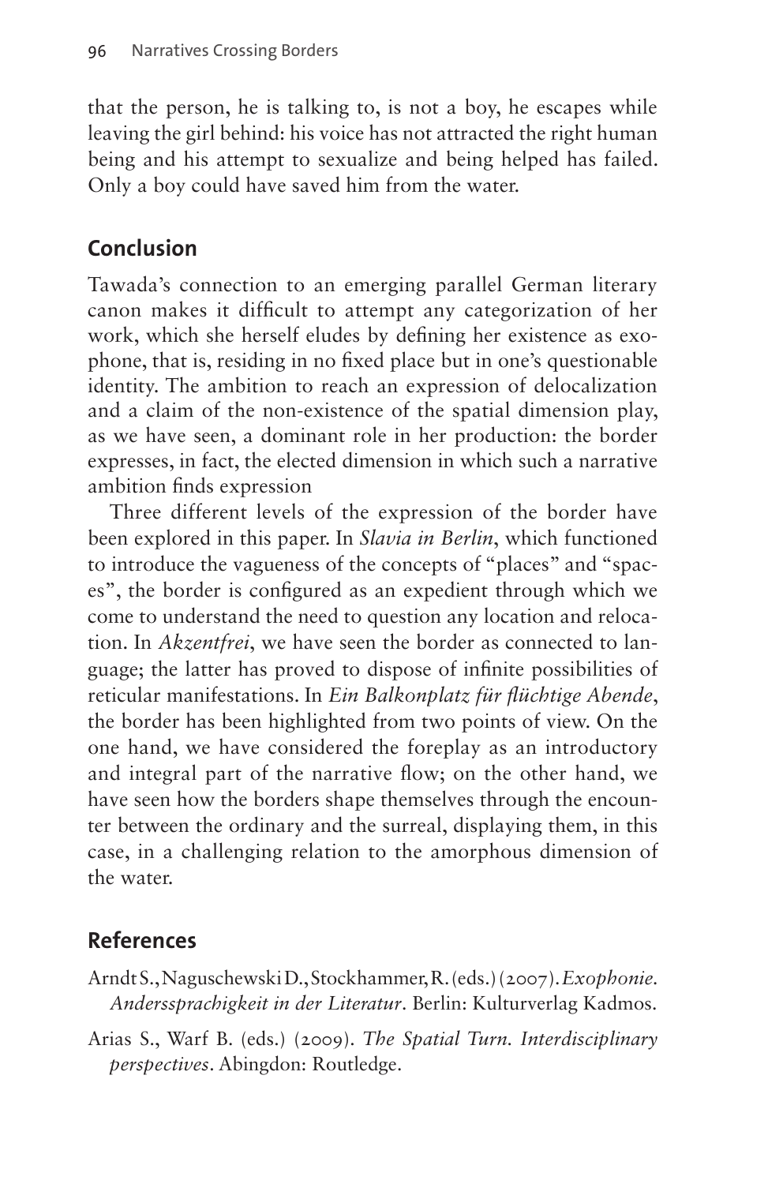that the person, he is talking to, is not a boy, he escapes while leaving the girl behind: his voice has not attracted the right human being and his attempt to sexualize and being helped has failed. Only a boy could have saved him from the water.

## Conclusion

Tawada's connection to an emerging parallel German literary canon makes it difficult to attempt any categorization of her work, which she herself eludes by defining her existence as exophone, that is, residing in no fixed place but in one's questionable identity. The ambition to reach an expression of delocalization and a claim of the non-existence of the spatial dimension play, as we have seen, a dominant role in her production: the border expresses, in fact, the elected dimension in which such a narrative ambition finds expression

Three different levels of the expression of the border have been explored in this paper. In *Slavia in Berlin*, which functioned to introduce the vagueness of the concepts of "places" and "spaces", the border is configured as an expedient through which we come to understand the need to question any location and relocation. In *Akzentfrei*, we have seen the border as connected to language; the latter has proved to dispose of infinite possibilities of reticular manifestations. In *Ein Balkonplatz für flüchtige Abende*, the border has been highlighted from two points of view. On the one hand, we have considered the foreplay as an introductory and integral part of the narrative flow; on the other hand, we have seen how the borders shape themselves through the encounter between the ordinary and the surreal, displaying them, in this case, in a challenging relation to the amorphous dimension of the water.

## References

Arndt S., Naguschewski D., Stockhammer, R. (eds.) (2007). *Exophonie. Anderssprachigkeit in der Literatur*. Berlin: Kulturverlag Kadmos.

Arias S., Warf B. (eds.) (2009). *The Spatial Turn. Interdisciplinary perspectives*. Abingdon: Routledge.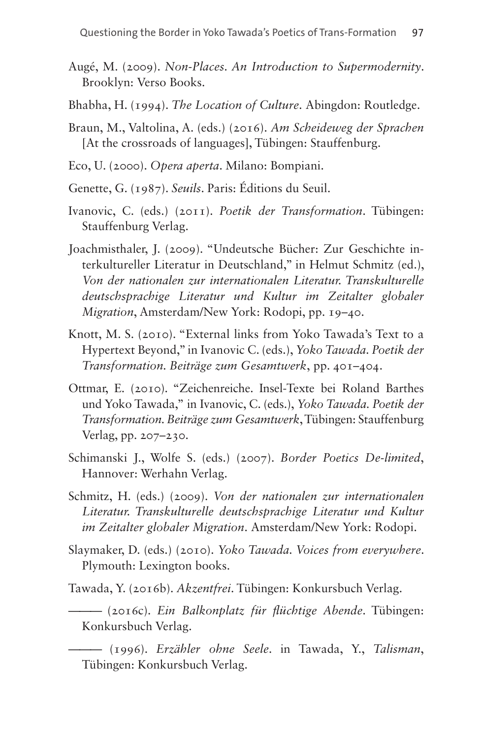Augé, M. (2009). *Non-Places. An Introduction to Supermodernity*. Brooklyn: Verso Books.

Bhabha, H. (1994). *The Location of Culture*. Abingdon: Routledge.

Braun, M., Valtolina, A. (eds.) (2016). *Am Scheideweg der Sprachen* [At the crossroads of languages], Tübingen: Stauffenburg.

Eco, U. (2000). *Opera aperta*. Milano: Bompiani.

Genette, G. (1987). *Seuils*. Paris: Éditions du Seuil.

Ivanovic, C. (eds.) (2011). *Poetik der Transformation*. Tübingen: Stauffenburg Verlag.

Joachmisthaler, J. (2009). "Undeutsche Bücher: Zur Geschichte interkultureller Literatur in Deutschland," in Helmut Schmitz (ed.), *Von der nationalen zur internationalen Literatur. Transkulturelle deutschsprachige Literatur und Kultur im Zeitalter globaler Migration*, Amsterdam/New York: Rodopi, pp. 19–40.

Knott, M. S. (2010). "External links from Yoko Tawada's Text to a Hypertext Beyond," in Ivanovic C. (eds.), *Yoko Tawada. Poetik der Transformation. Beiträge zum Gesamtwerk*, pp. 401–404.

Ottmar, E. (2010). "Zeichenreiche. Insel-Texte bei Roland Barthes und Yoko Tawada," in Ivanovic, C. (eds.), *Yoko Tawada. Poetik der Transformation. Beiträge zum Gesamtwerk*, Tübingen: Stauffenburg Verlag, pp. 207–230.

Schimanski J., Wolfe S. (eds.) (2007). *Border Poetics De-limited*, Hannover: Werhahn Verlag.

Schmitz, H. (eds.) (2009). *Von der nationalen zur internationalen Literatur. Transkulturelle deutschsprachige Literatur und Kultur im Zeitalter globaler Migration*. Amsterdam/New York: Rodopi.

Slaymaker, D. (eds.) (2010). *Yoko Tawada. Voices from everywhere*. Plymouth: Lexington books.

Tawada, Y. (2016b). *Akzentfrei*. Tübingen: Konkursbuch Verlag.

——— (2016c). *Ein Balkonplatz für flüchtige Abende*. Tübingen: Konkursbuch Verlag.

——— (1996). *Erzähler ohne Seele*. in Tawada, Y., *Talisman*, Tübingen: Konkursbuch Verlag.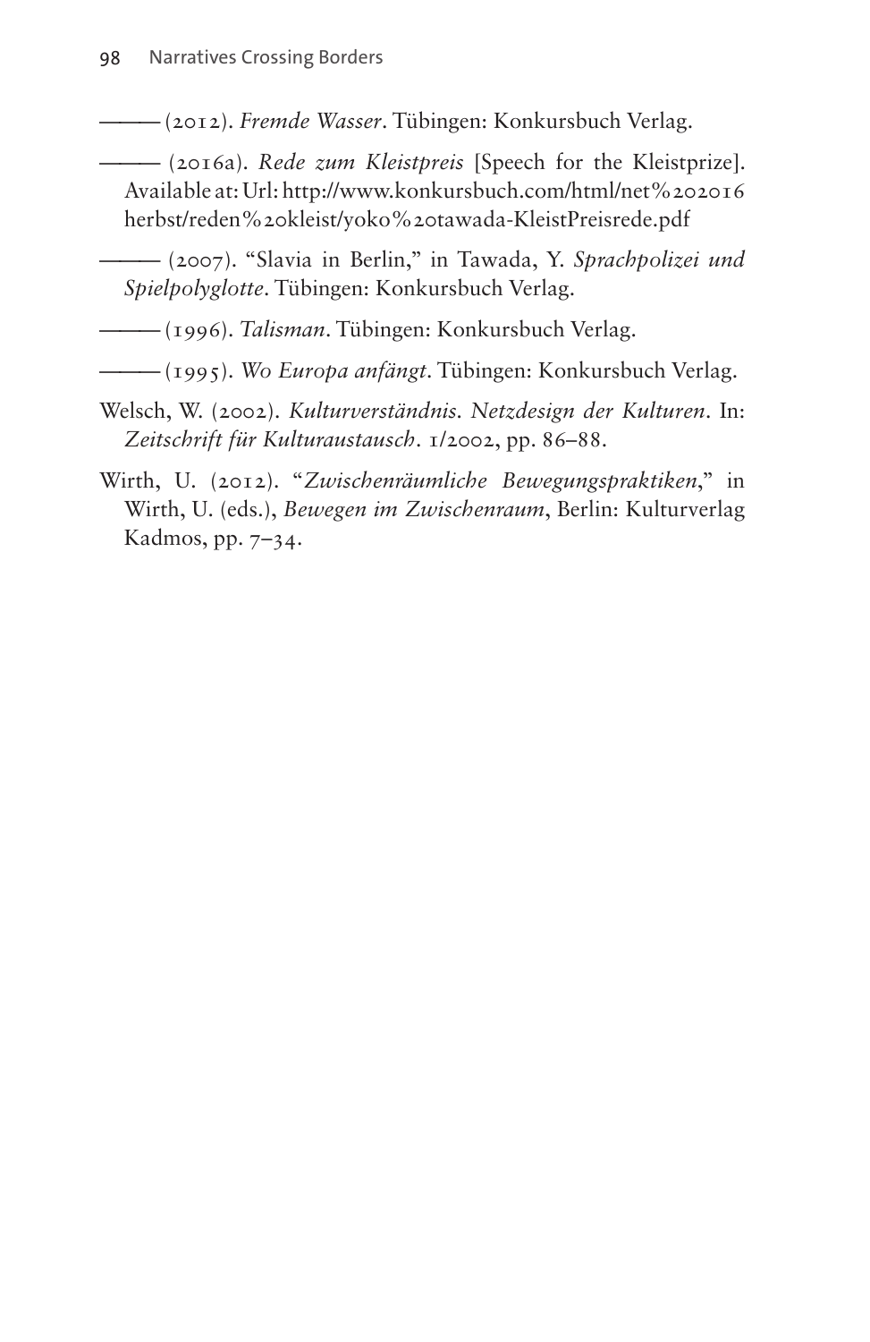——— (2012). *Fremde Wasser*. Tübingen: Konkursbuch Verlag.

——— (2016a). *Rede zum Kleistpreis* [Speech for the Kleistprize]. Available at: Url: http://www.konkursbuch.com/html/net%202016 herbst/reden%20kleist/yoko%20tawada-KleistPreisrede.pdf

——— (2007). "Slavia in Berlin," in Tawada, Y. *Sprachpolizei und Spielpolyglotte*. Tübingen: Konkursbuch Verlag.

——— (1996). *Talisman*. Tübingen: Konkursbuch Verlag.

——— (1995). *Wo Europa anfängt*. Tübingen: Konkursbuch Verlag.

Welsch, W. (2002). *Kulturverständnis. Netzdesign der Kulturen*. In: *Zeitschrift für Kulturaustausch*. 1/2002, pp. 86–88.

Wirth, U. (2012). "*Zwischenräumliche Bewegungspraktiken*," in Wirth, U. (eds.), *Bewegen im Zwischenraum*, Berlin: Kulturverlag Kadmos, pp. 7–34.